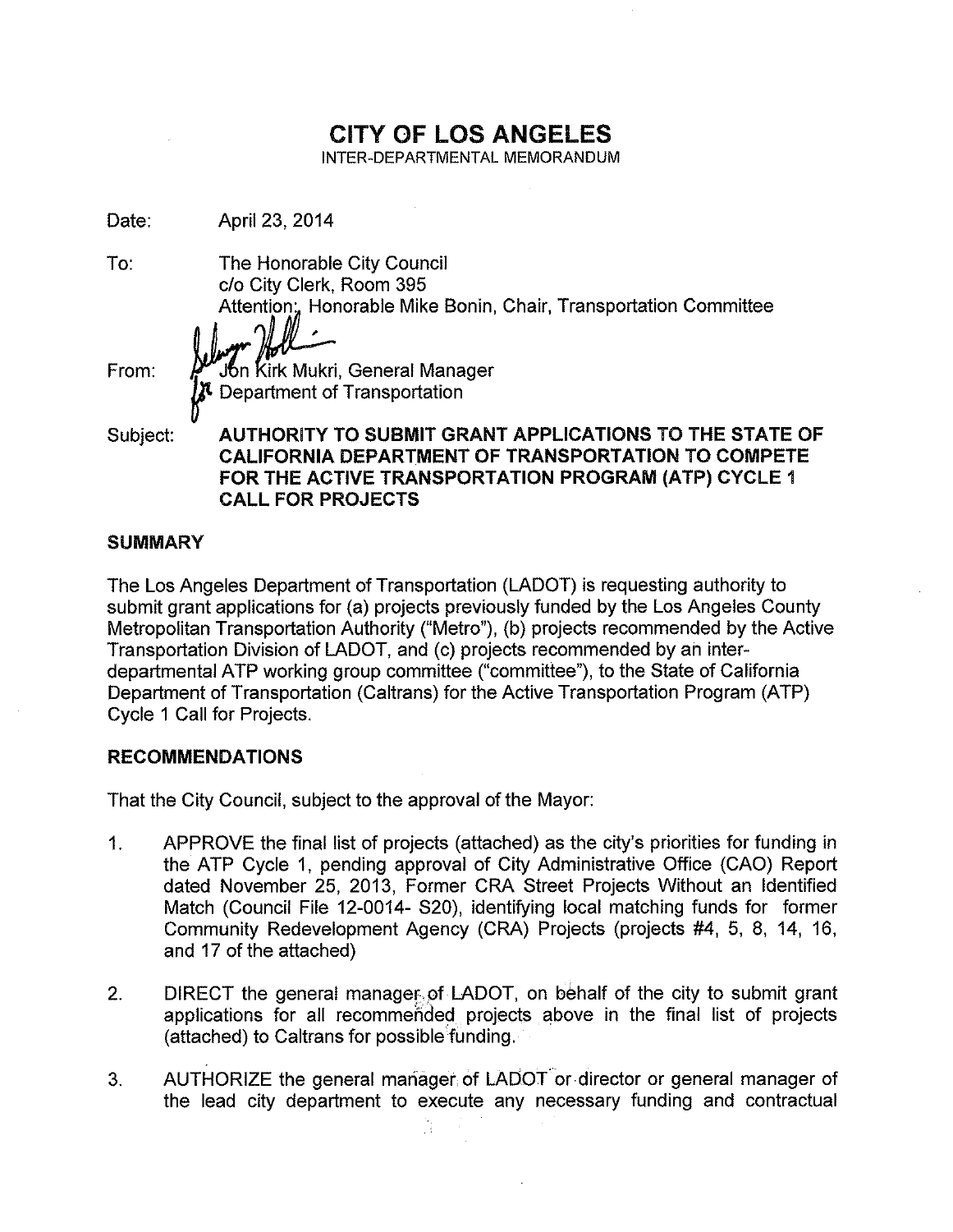# CITY OF LOS ANGELES

INTER-DEPARTMENTAL MEMORANDUM

Date: April 23, 2014

To: The Honorable City Council
c/o City Clerk, Room 395
Attention: Honorable Mike Bonin, Chair, Transportation Committee

From: Jon Kirk Mukri, General Manager
Department of Transportation

Subject: **AUTHORITY TO SUBMIT GRANT APPLICATIONS TO THE STATE OF CALIFORNIA DEPARTMENT OF TRANSPORTATION TO COMPETE FOR THE ACTIVE TRANSPORTATION PROGRAM (ATP) CYCLE 1 CALL FOR PROJECTS**

## SUMMARY

The Los Angeles Department of Transportation (LADOT) is requesting authority to submit grant applications for (a) projects previously funded by the Los Angeles County Metropolitan Transportation Authority ("Metro"), (b) projects recommended by the Active Transportation Division of LADOT, and (c) projects recommended by an inter-departmental ATP working group committee ("committee"), to the State of California Department of Transportation (Caltrans) for the Active Transportation Program (ATP) Cycle 1 Call for Projects.

## RECOMMENDATIONS

That the City Council, subject to the approval of the Mayor:

1. APPROVE the final list of projects (attached) as the city's priorities for funding in the ATP Cycle 1, pending approval of City Administrative Office (CAO) Report dated November 25, 2013, Former CRA Street Projects Without an Identified Match (Council File 12-0014- S20), identifying local matching funds for former Community Redevelopment Agency (CRA) Projects (projects #4, 5, 8, 14, 16, and 17 of the attached)

2. DIRECT the general manager of LADOT, on behalf of the city to submit grant applications for all recommended projects above in the final list of projects (attached) to Caltrans for possible funding.

3. AUTHORIZE the general manager of LADOT or director or general manager of the lead city department to execute any necessary funding and contractual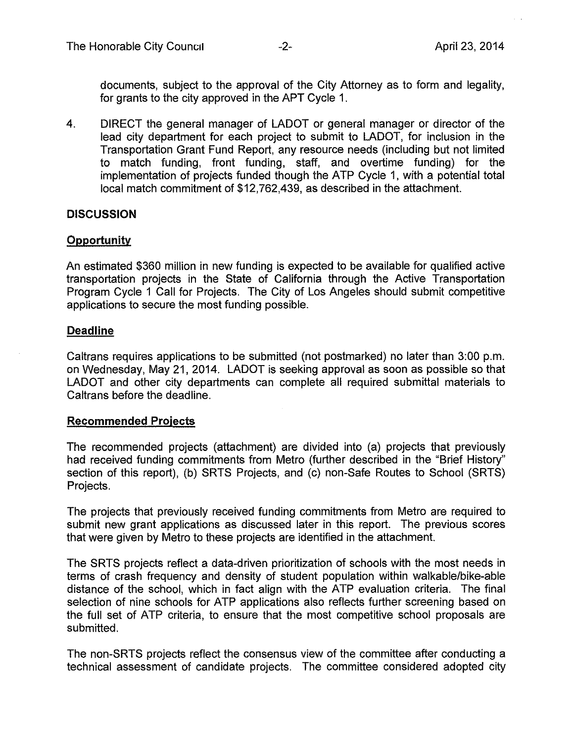documents, subject to the approval of the City Attorney as to form and legality, for grants to the city approved in the APT Cycle 1.

4. DIRECT the general manager of LADOT or general manager or director of the lead city department for each project to submit to LADOT, for inclusion in the Transportation Grant Fund Report, any resource needs (including but not limited to match funding, front funding, staff, and overtime funding) for the implementation of projects funded though the ATP Cycle 1, with a potential total local match commitment of $12,762,439, as described in the attachment.

## DISCUSSION

### Opportunity

An estimated $360 million in new funding is expected to be available for qualified active transportation projects in the State of California through the Active Transportation Program Cycle 1 Call for Projects. The City of Los Angeles should submit competitive applications to secure the most funding possible.

### Deadline

Caltrans requires applications to be submitted (not postmarked) no later than 3:00 p.m. on Wednesday, May 21, 2014. LADOT is seeking approval as soon as possible so that LADOT and other city departments can complete all required submittal materials to Caltrans before the deadline.

### Recommended Projects

The recommended projects (attachment) are divided into (a) projects that previously had received funding commitments from Metro (further described in the "Brief History" section of this report), (b) SRTS Projects, and (c) non-Safe Routes to School (SRTS) Projects.

The projects that previously received funding commitments from Metro are required to submit new grant applications as discussed later in this report. The previous scores that were given by Metro to these projects are identified in the attachment.

The SRTS projects reflect a data-driven prioritization of schools with the most needs in terms of crash frequency and density of student population within walkable/bike-able distance of the school, which in fact align with the ATP evaluation criteria. The final selection of nine schools for ATP applications also reflects further screening based on the full set of ATP criteria, to ensure that the most competitive school proposals are submitted.

The non-SRTS projects reflect the consensus view of the committee after conducting a technical assessment of candidate projects. The committee considered adopted city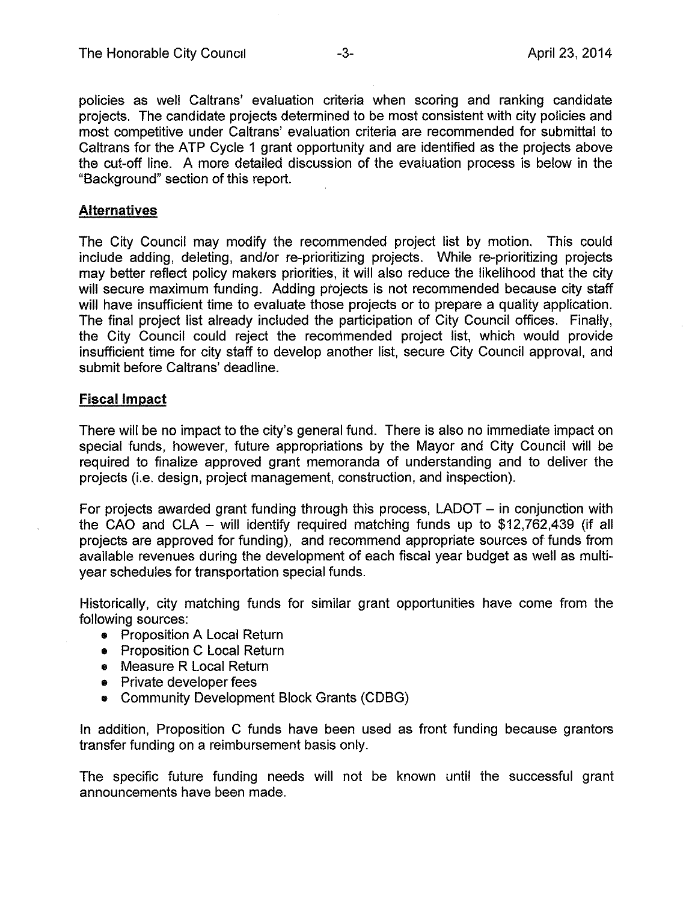policies as well Caltrans' evaluation criteria when scoring and ranking candidate projects. The candidate projects determined to be most consistent with city policies and most competitive under Caltrans' evaluation criteria are recommended for submittal to Caltrans for the ATP Cycle 1 grant opportunity and are identified as the projects above the cut-off line. A more detailed discussion of the evaluation process is below in the "Background" section of this report.

## Alternatives

The City Council may modify the recommended project list by motion. This could include adding, deleting, and/or re-prioritizing projects. While re-prioritizing projects may better reflect policy makers priorities, it will also reduce the likelihood that the city will secure maximum funding. Adding projects is not recommended because city staff will have insufficient time to evaluate those projects or to prepare a quality application. The final project list already included the participation of City Council offices. Finally, the City Council could reject the recommended project list, which would provide insufficient time for city staff to develop another list, secure City Council approval, and submit before Caltrans' deadline.

## Fiscal Impact

There will be no impact to the city's general fund. There is also no immediate impact on special funds, however, future appropriations by the Mayor and City Council will be required to finalize approved grant memoranda of understanding and to deliver the projects (i.e. design, project management, construction, and inspection).

For projects awarded grant funding through this process, LADOT – in conjunction with the CAO and CLA – will identify required matching funds up to $12,762,439 (if all projects are approved for funding), and recommend appropriate sources of funds from available revenues during the development of each fiscal year budget as well as multi-year schedules for transportation special funds.

Historically, city matching funds for similar grant opportunities have come from the following sources:

- Proposition A Local Return
- Proposition C Local Return
- Measure R Local Return
- Private developer fees
- Community Development Block Grants (CDBG)

In addition, Proposition C funds have been used as front funding because grantors transfer funding on a reimbursement basis only.

The specific future funding needs will not be known until the successful grant announcements have been made.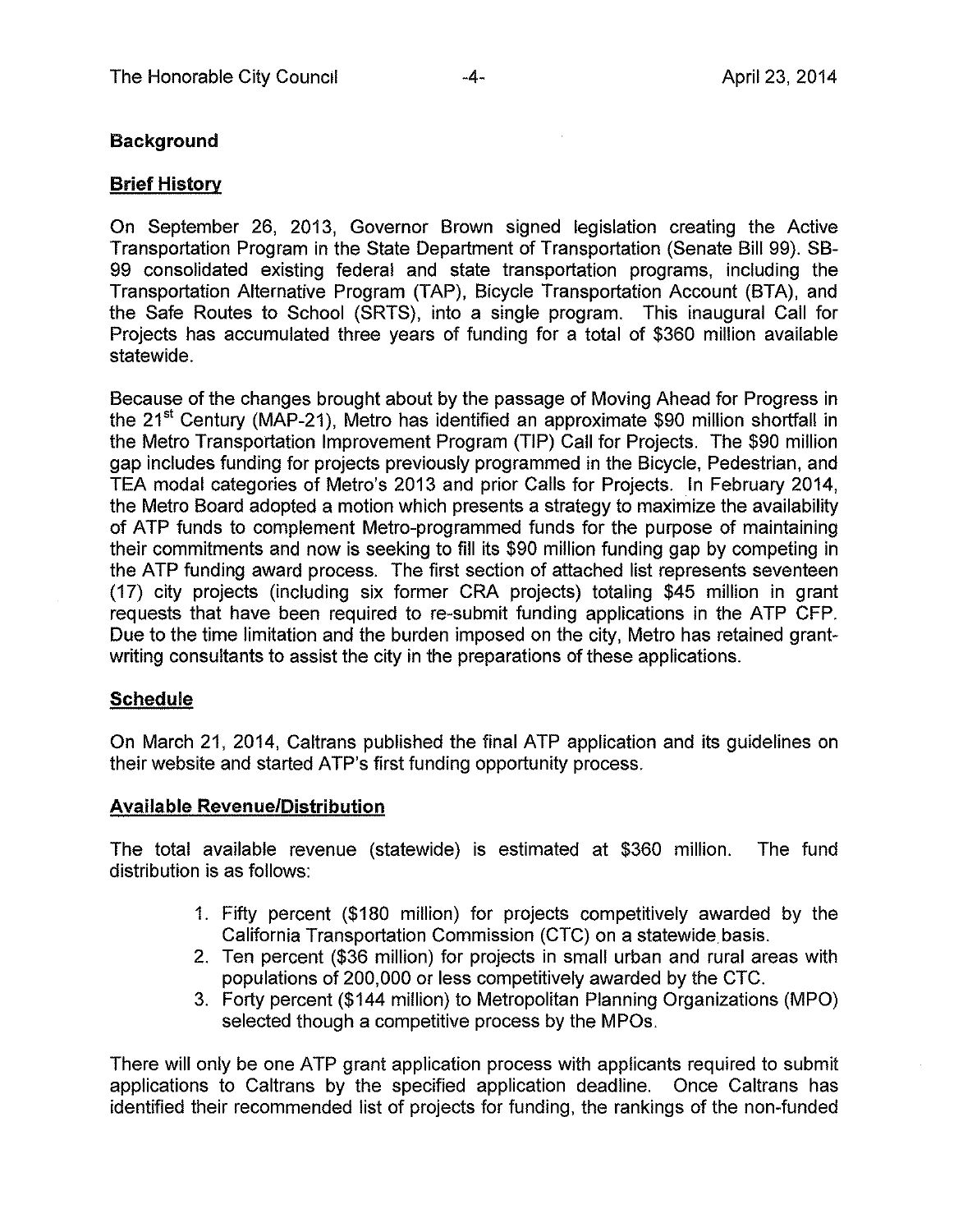## Background

### Brief History

On September 26, 2013, Governor Brown signed legislation creating the Active Transportation Program in the State Department of Transportation (Senate Bill 99). SB-99 consolidated existing federal and state transportation programs, including the Transportation Alternative Program (TAP), Bicycle Transportation Account (BTA), and the Safe Routes to School (SRTS), into a single program. This inaugural Call for Projects has accumulated three years of funding for a total of $360 million available statewide.

Because of the changes brought about by the passage of Moving Ahead for Progress in the 21st Century (MAP-21), Metro has identified an approximate $90 million shortfall in the Metro Transportation Improvement Program (TIP) Call for Projects. The $90 million gap includes funding for projects previously programmed in the Bicycle, Pedestrian, and TEA modal categories of Metro's 2013 and prior Calls for Projects. In February 2014, the Metro Board adopted a motion which presents a strategy to maximize the availability of ATP funds to complement Metro-programmed funds for the purpose of maintaining their commitments and now is seeking to fill its $90 million funding gap by competing in the ATP funding award process. The first section of attached list represents seventeen (17) city projects (including six former CRA projects) totaling $45 million in grant requests that have been required to re-submit funding applications in the ATP CFP. Due to the time limitation and the burden imposed on the city, Metro has retained grant-writing consultants to assist the city in the preparations of these applications.

### Schedule

On March 21, 2014, Caltrans published the final ATP application and its guidelines on their website and started ATP's first funding opportunity process.

### Available Revenue/Distribution

The total available revenue (statewide) is estimated at $360 million. The fund distribution is as follows:

1. Fifty percent ($180 million) for projects competitively awarded by the California Transportation Commission (CTC) on a statewide basis.
2. Ten percent ($36 million) for projects in small urban and rural areas with populations of 200,000 or less competitively awarded by the CTC.
3. Forty percent ($144 million) to Metropolitan Planning Organizations (MPO) selected though a competitive process by the MPOs.

There will only be one ATP grant application process with applicants required to submit applications to Caltrans by the specified application deadline. Once Caltrans has identified their recommended list of projects for funding, the rankings of the non-funded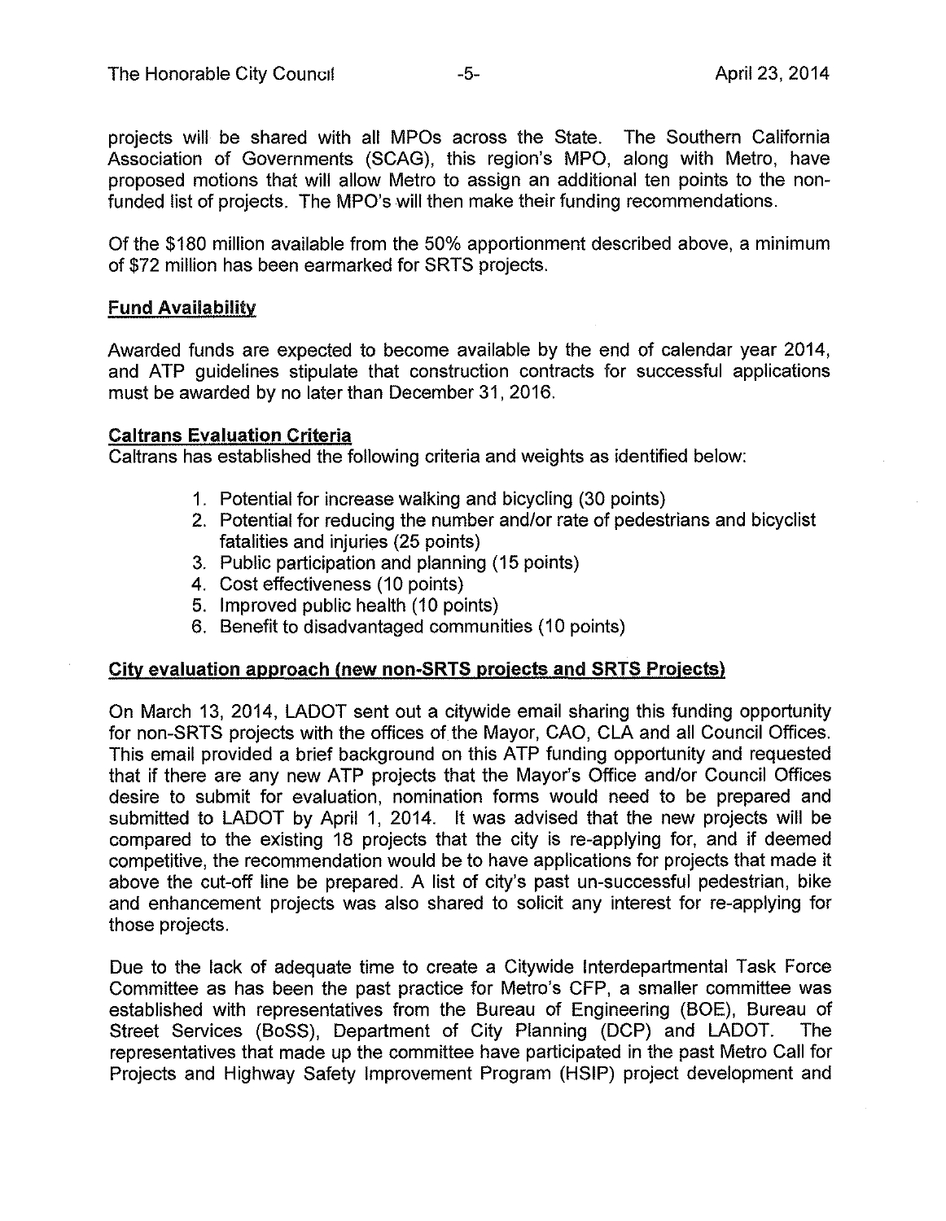projects will be shared with all MPOs across the State. The Southern California Association of Governments (SCAG), this region's MPO, along with Metro, have proposed motions that will allow Metro to assign an additional ten points to the non-funded list of projects. The MPO's will then make their funding recommendations.

Of the $180 million available from the 50% apportionment described above, a minimum of $72 million has been earmarked for SRTS projects.

**Fund Availability**

Awarded funds are expected to become available by the end of calendar year 2014, and ATP guidelines stipulate that construction contracts for successful applications must be awarded by no later than December 31, 2016.

**Caltrans Evaluation Criteria**

Caltrans has established the following criteria and weights as identified below:

1. Potential for increase walking and bicycling (30 points)
2. Potential for reducing the number and/or rate of pedestrians and bicyclist fatalities and injuries (25 points)
3. Public participation and planning (15 points)
4. Cost effectiveness (10 points)
5. Improved public health (10 points)
6. Benefit to disadvantaged communities (10 points)

**City evaluation approach (new non-SRTS projects and SRTS Projects)**

On March 13, 2014, LADOT sent out a citywide email sharing this funding opportunity for non-SRTS projects with the offices of the Mayor, CAO, CLA and all Council Offices. This email provided a brief background on this ATP funding opportunity and requested that if there are any new ATP projects that the Mayor's Office and/or Council Offices desire to submit for evaluation, nomination forms would need to be prepared and submitted to LADOT by April 1, 2014. It was advised that the new projects will be compared to the existing 18 projects that the city is re-applying for, and if deemed competitive, the recommendation would be to have applications for projects that made it above the cut-off line be prepared. A list of city's past un-successful pedestrian, bike and enhancement projects was also shared to solicit any interest for re-applying for those projects.

Due to the lack of adequate time to create a Citywide Interdepartmental Task Force Committee as has been the past practice for Metro's CFP, a smaller committee was established with representatives from the Bureau of Engineering (BOE), Bureau of Street Services (BoSS), Department of City Planning (DCP) and LADOT. The representatives that made up the committee have participated in the past Metro Call for Projects and Highway Safety Improvement Program (HSIP) project development and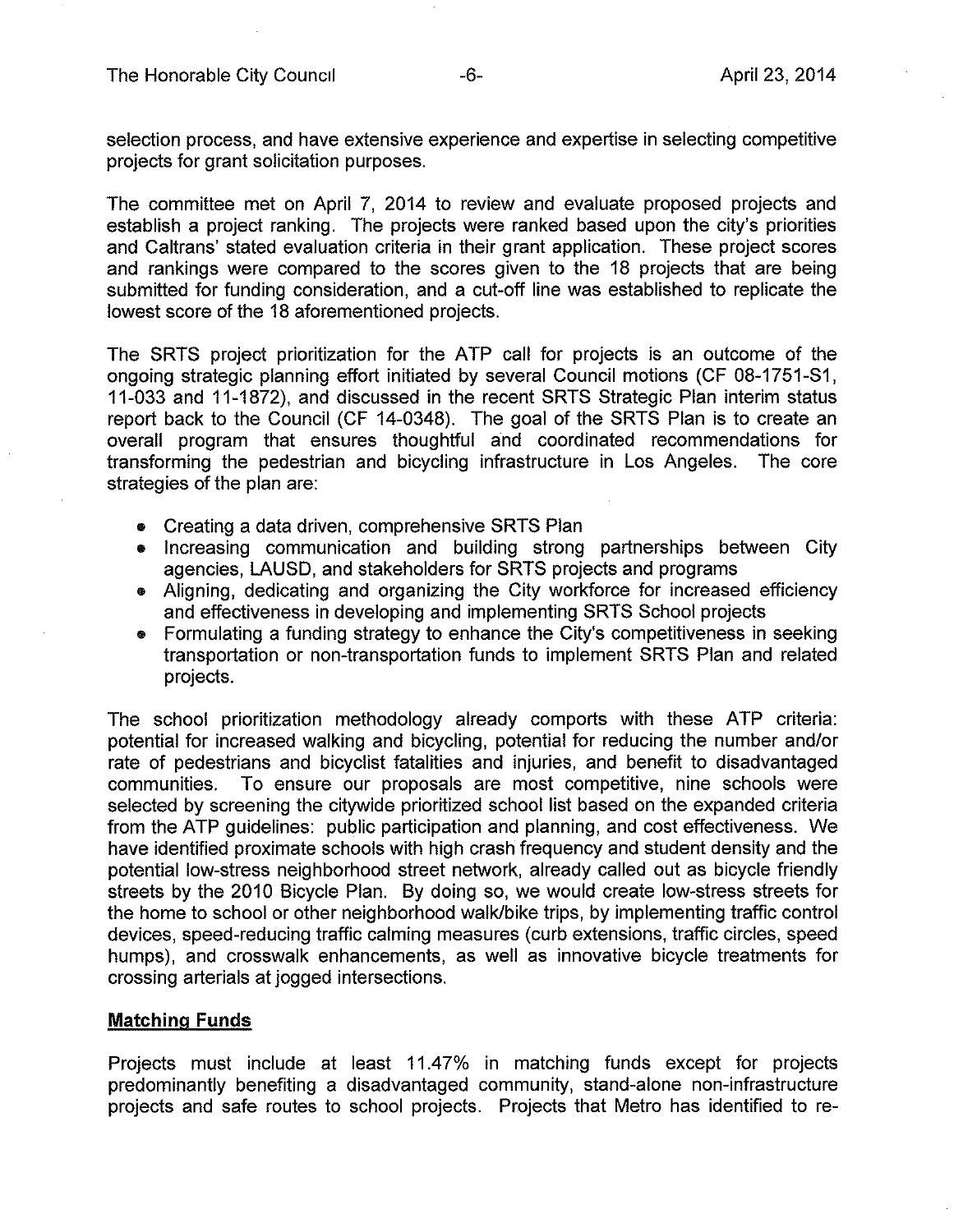selection process, and have extensive experience and expertise in selecting competitive projects for grant solicitation purposes.

The committee met on April 7, 2014 to review and evaluate proposed projects and establish a project ranking. The projects were ranked based upon the city's priorities and Caltrans' stated evaluation criteria in their grant application. These project scores and rankings were compared to the scores given to the 18 projects that are being submitted for funding consideration, and a cut-off line was established to replicate the lowest score of the 18 aforementioned projects.

The SRTS project prioritization for the ATP call for projects is an outcome of the ongoing strategic planning effort initiated by several Council motions (CF 08-1751-S1, 11-033 and 11-1872), and discussed in the recent SRTS Strategic Plan interim status report back to the Council (CF 14-0348). The goal of the SRTS Plan is to create an overall program that ensures thoughtful and coordinated recommendations for transforming the pedestrian and bicycling infrastructure in Los Angeles. The core strategies of the plan are:

- Creating a data driven, comprehensive SRTS Plan
- Increasing communication and building strong partnerships between City agencies, LAUSD, and stakeholders for SRTS projects and programs
- Aligning, dedicating and organizing the City workforce for increased efficiency and effectiveness in developing and implementing SRTS School projects
- Formulating a funding strategy to enhance the City's competitiveness in seeking transportation or non-transportation funds to implement SRTS Plan and related projects.

The school prioritization methodology already comports with these ATP criteria: potential for increased walking and bicycling, potential for reducing the number and/or rate of pedestrians and bicyclist fatalities and injuries, and benefit to disadvantaged communities. To ensure our proposals are most competitive, nine schools were selected by screening the citywide prioritized school list based on the expanded criteria from the ATP guidelines: public participation and planning, and cost effectiveness. We have identified proximate schools with high crash frequency and student density and the potential low-stress neighborhood street network, already called out as bicycle friendly streets by the 2010 Bicycle Plan. By doing so, we would create low-stress streets for the home to school or other neighborhood walk/bike trips, by implementing traffic control devices, speed-reducing traffic calming measures (curb extensions, traffic circles, speed humps), and crosswalk enhancements, as well as innovative bicycle treatments for crossing arterials at jogged intersections.

## Matching Funds

Projects must include at least 11.47% in matching funds except for projects predominantly benefiting a disadvantaged community, stand-alone non-infrastructure projects and safe routes to school projects. Projects that Metro has identified to re-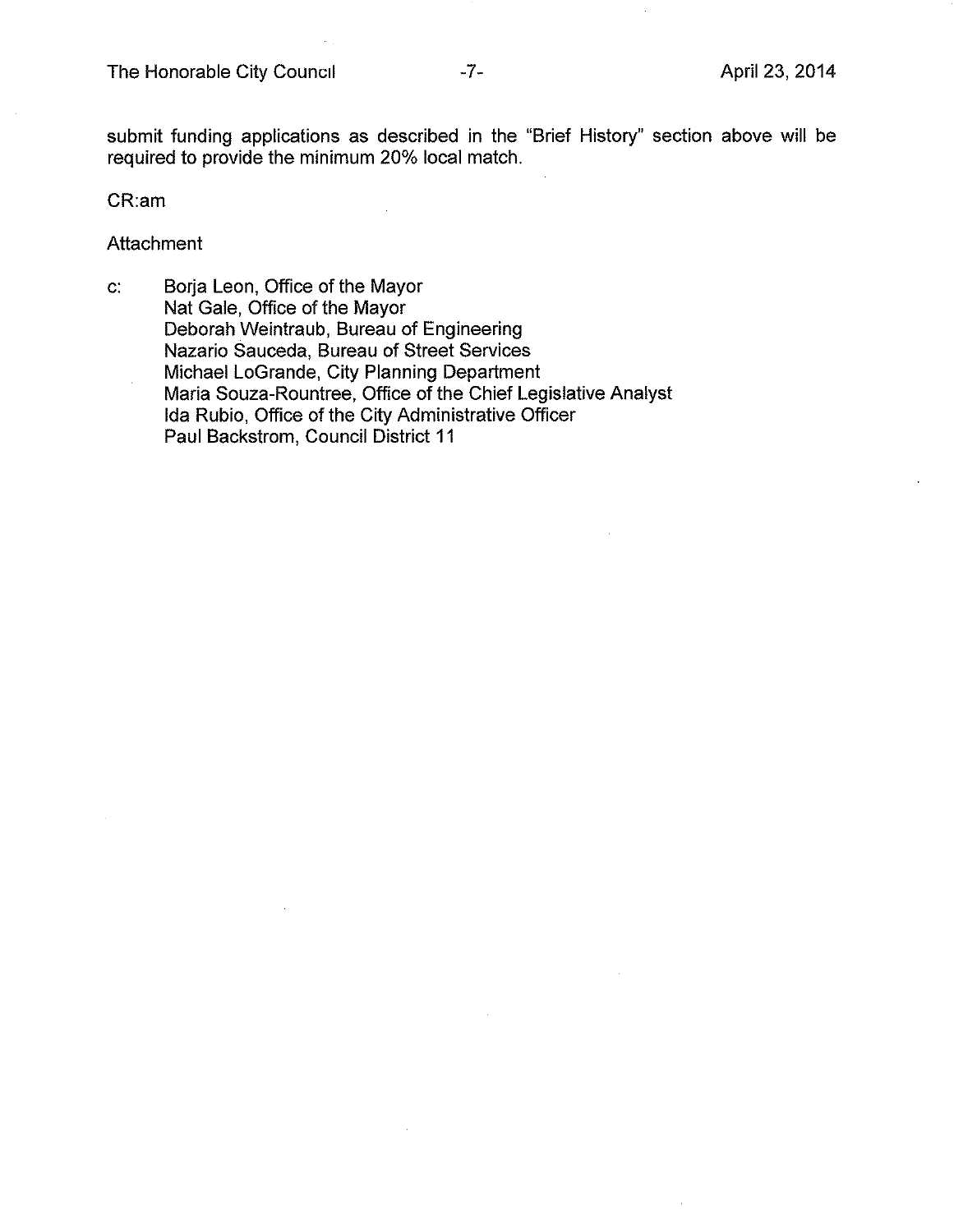submit funding applications as described in the "Brief History" section above will be required to provide the minimum 20% local match.

CR:am

Attachment

c: Borja Leon, Office of the Mayor
Nat Gale, Office of the Mayor
Deborah Weintraub, Bureau of Engineering
Nazario Sauceda, Bureau of Street Services
Michael LoGrande, City Planning Department
Maria Souza-Rountree, Office of the Chief Legislative Analyst
Ida Rubio, Office of the City Administrative Officer
Paul Backstrom, Council District 11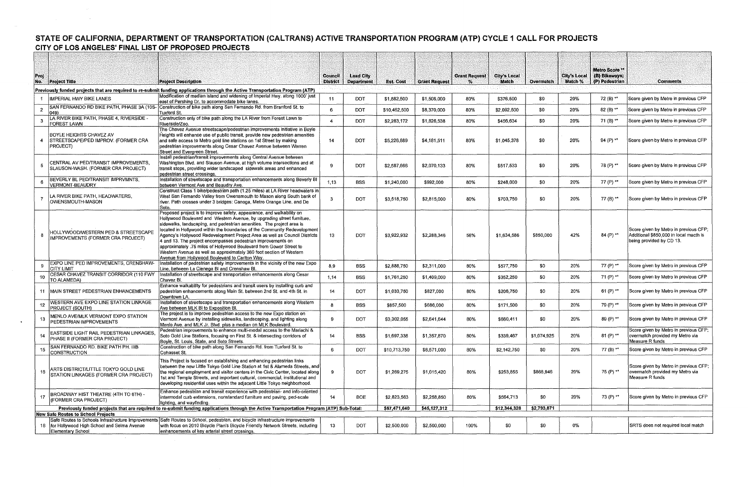# STATE OF CALIFORNIA, DEPARTMENT OF TRANSPORTATION (CALTRANS) ACTIVE TRANSPORTATION PROGRAM (ATP) CYCLE 1 CALL FOR PROJECTS

## CITY OF LOS ANGELES' FINAL LIST OF PROPOSED PROJECTS

| Proj No. | Project Title | Project Description | Council District | Lead City Department | Est. Cost | Grant Request | Grant Request % | City's Local Match | Overmatch | City's Local Match % | Metro Score ** (B) Bikeways; (P) Pedestrian | Comments |
|---|---|---|---|---|---|---|---|---|---|---|---|---|
| **Previously funded projects that are required to re-submit funding applications through the Active Transportation Program (ATP)** | | | | | | | | | | | | |
| 1 | IMPERIAL HWY BIKE LANES | Modification of median island and widening of Imperial Hwy. along 1000' just east of Pershing Dr. to accommodate bike lanes. | 11 | DOT | $1,882,500 | $1,506,000 | 80% | $376,500 | $0 | 20% | 72 (B) ** | Score given by Metro in previous CFP |
| 2 | SAN FERNANDO RD BIKE PATH, PHASE 3A (10S-049) | Construction of bike path along San Fernando Rd. from Branford St. to Tuxford St. | 6 | DOT | $10,462,500 | $8,370,000 | 80% | $2,092,500 | $0 | 20% | 82 (B) ** | Score given by Metro in previous CFP |
| 3 | LA RIVER BIKE PATH, PHASE 4, RIVERSIDE - FOREST LAWN | Construction only of bike path along the LA River from Forest Lawn to Riverside/Zoo. | 4 | DOT | $2,283,172 | $1,826,538 | 80% | $456,634 | $0 | 20% | 71 (B) ** | Score given by Metro in previous CFP |
| 4 | BOYLE HEIGHTS CHAVEZ AV STREETSCAPE/PED IMPROV. (FORMER CRA PROJECT) | The Chavez Avenue streetscape/pedestrian improvements initiative in Boyle Heights will enhance use of public transit, provide new pedestrian amenities and safe access to Metro gold line stations on 1st Street by making pedestrian improvements along Cesar Chavez Avenue between Warren Street and Evergreen Street. | 14 | DOT | $5,226,889 | $4,181,511 | 80% | $1,045,378 | $0 | 20% | 94 (P) ** | Score given by Metro in previous CFP |
| 5 | CENTRAL AV PED/TRANSIT IMPROVEMENTS, SLAUSON-WASH. (FORMER CRA PROJECT) | Install pedestrian/transit improvements along Central Avenue between Washington Blvd. and Slauson Avenue, at high volume intersections and at transit stops, providing wider landscaped sidewalk areas and enhanced pedestrian street crossings. | 9 | DOT | $2,587,666 | $2,070,133 | 80% | $517,533 | $0 | 20% | 78 (P) ** | Score given by Metro in previous CFP |
| 6 | BEVERLY BL PED/TRANSIT IMPRVMNTS, VERMONT-BEAUDRY | Installation of streetscape and transportation enhancements along Beverly Bl between Vermont Ave and Beaudry Ave. | 1,13 | BSS | $1,240,000 | $992,000 | 80% | $248,000 | $0 | 20% | 77 (P) ** | Score given by Metro in previous CFP |
| 7 | LA RIVER BIKE PATH, HEADWATERS, OWENSMOUTH-MASON | Construct Class 1 bike/pedestrian path (1.25 miles) at LA River headwaters in West San Fernando Valley from Owensmouth to Mason along South bank of river. Path crosses under 3 bridges: Canoga, Metro Orange Line, and De Soto. | 3 | DOT | $3,518,750 | $2,815,000 | 80% | $703,750 | $0 | 20% | 77 (B) ** | Score given by Metro in previous CFP |
| 8 | HOLLYWOOD/WESTERN PED & STREETSCAPE IMPROVEMENTS (FORMER CRA PROJECT) | Proposed project is to improve safety, appearance, and walkability on Hollywood Boulevard and Western Avenue, by upgrading street furniture, sidewalks, landscaping, and pedestrian amenities. The project area is located in Hollywood within the boundaries of the Community Redevelopment Agency's Hollywood Redevelopment Project Area as well as Council Districts 4 and 13. The project encompasses pedestrian improvements on approximately .75 miles of Hollywood Boulevard from Gower Street to Western Avenue as well as approximately 360 foot section of Western Avenue from Hollywood Boulevard to Carlton Way. | 13 | DOT | $3,922,932 | $2,288,346 | 58% | $1,634,586 | $850,000 | 42% | 84 (P) ** | Score given by Metro in previous CFP; Additional $850,000 in local macth is being provided by CD 13. |
| 9 | EXPO LINE PED IMPROVEMENTS, CRENSHAW-CITY LIMIT | Installation of pedestrian safety improvements in the vicinity of the new Expo Line, between La Cienega Bl and Crenshaw Bl. | 8,9 | BSS | $2,888,750 | $2,311,000 | 80% | $577,750 | $0 | 20% | 77 (P) ** | Score given by Metro in previous CFP |
| 10 | CESAR CHAVEZ TRANSIT CORRIDOR (110 FWY TO ALAMEDA) | Installation of streetscape and transportation enhancements along Cesar Chavez Bl. | 1,14 | BSS | $1,761,250 | $1,409,000 | 80% | $352,250 | $0 | 20% | 71 (P) ** | Score given by Metro in previous CFP |
| 11 | MAIN STREET PEDESTRIAN ENHANCEMENTS | Enhance walkability for pedestrians and transit users by installing curb and pedestrian enhancements along Main St. between 2nd St. and 4th St. in Downtown LA. | 14 | DOT | $1,033,750 | $827,000 | 80% | $206,750 | $0 | 20% | 61 (P) ** | Score given by Metro in previous CFP |
| 12 | WESTERN AVE EXPO LINE STATION LINKAGE PROJECT (SOUTH) | Installation of streetscape and transportation enhancements along Western Ave between MLK Bl to Exposition Bl. | 8 | BSS | $857,500 | $686,000 | 80% | $171,500 | $0 | 20% | 79 (P) ** | Score given by Metro in previous CFP |
| 13 | MENLO AVE/MLK VERMONT EXPO STATION PEDESTRIAN IMPROVEMENTS | The project is to improve pedestrian access to the new Expo station on Vermont Avenue by installing sidewalks, landscaping, and lighting along Menlo Ave. and MLK Jr. Blvd. plus a median on MLK Boulevard. | 9 | DOT | $3,302,055 | $2,641,644 | 80% | $660,411 | $0 | 20% | 89 (P) ** | Score given by Metro in previous CFP |
| 14 | EASTSIDE LIGHT RAIL PEDESTRIAN LINKAGES, PHASE II (FORMER CRA PROJECT) | Pedestrian improvements to enhance multi-modal access to the Mariachi & Soto Gold Line Stations, focusing on First St. & intersecting corridors of Boyle, St. Louis, State, and Soto Streets. | 14 | BSS | $1,697,338 | $1,357,870 | 80% | $339,467 | $1,074,925 | 20% | 81 (P) ** | Score given by Metro in previous CFP; overmatch provided my Metro via Measure R funds |
| 15 | SAN FERNANDO RD. BIKE PATH PH. IIIB CONSTRUCTION | Construction of bike path along San Fernando Rd. from Tuxford St. to Cohasset St. | 6 | DOT | $10,713,750 | $8,571,000 | 80% | $2,142,750 | $0 | 20% | 77 (B) ** | Score given by Metro in previous CFP |
| 16 | ARTS DISTRICT/LITTLE TOKYO GOLD LINE STATION LINKAGES (FORMER CRA PROJECT) | This Project is focused on establishing and enhancing pedestrian links between the new Little Tokyo Gold Line Station at 1st & Alameda Streets, and the regional employment and visitor centers in the Civic Center, located along 1st and Temple Streets, and important cultural, commercial, institutional and developing residential uses within the adjacent Little Tokyo neighborhood. | 9 | DOT | $1,269,275 | $1,015,420 | 80% | $253,855 | $868,946 | 20% | 75 (P) ** | Score given by Metro in previous CFP; overmatch provided my Metro via Measure R funds |
| 17 | BROADWAY HIST THEATRE (4TH TO 6TH) - (FORMER CRA PROJECT) | Enhance pedestrian and transit experience with pedestrian- and info-oriented intermodal curb extensions, nonstandard furniture and paving, ped-scale lighting, and wayfinding. | 14 | BOE | $2,823,563 | $2,258,850 | 80% | $564,713 | $0 | 20% | 73 (P) ** | Score given by Metro in previous CFP |
| | **Previously funded projects that are required to re-submit funding applications through the Active Transportation Program (ATP) Sub-Total:** | | | | $57,471,640 | $45,127,312 | | $12,344,328 | $2,793,871 | | | |
| **New Safe Routes to School Projects** | | | | | | | | | | | | |
| 18 | Safe Routes to Schools Infrastructure Improvements for Hollywood High School and Selma Avenue Elementary School | Safe Routes to School, pedestrian, and bicycle infrastructure improvements with focus on 2010 Bicycle Plan's Bicycle Friendly Network Streets, including enhancements of key arterial street crossings. | 13 | DOT | $2,500,000 | $2,500,000 | 100% | $0 | $0 | 0% | | SRTS does not required local match |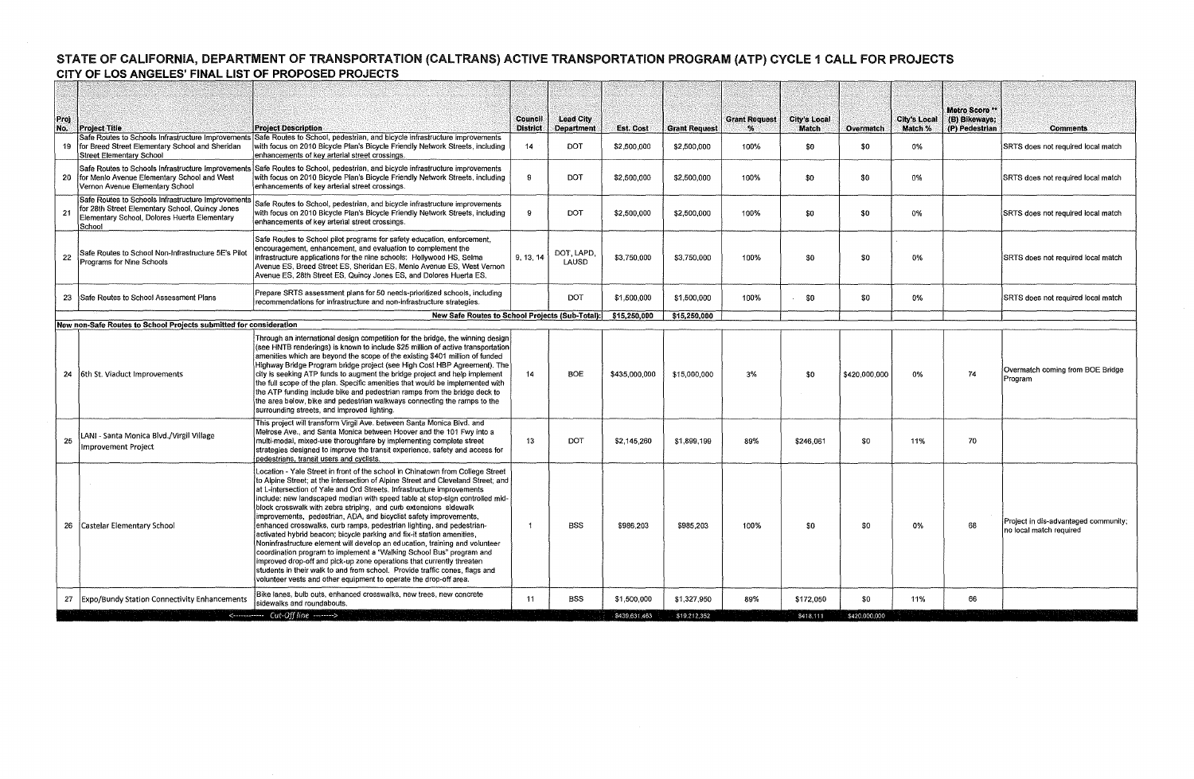# STATE OF CALIFORNIA, DEPARTMENT OF TRANSPORTATION (CALTRANS) ACTIVE TRANSPORTATION PROGRAM (ATP) CYCLE 1 CALL FOR PROJECTS

## CITY OF LOS ANGELES' FINAL LIST OF PROPOSED PROJECTS

| Proj No. | Project Title | Project Description | Council District | Lead City Department | Est. Cost | Grant Request | Grant Request % | City's Local Match | Overmatch | City's Local Match % | Metro Score ** (B) Bikeways; (P) Pedestrian | Comments |
|---|---|---|---|---|---|---|---|---|---|---|---|---|
| 19 | Safe Routes to Schools Infrastructure Improvements for Breed Street Elementary School and Sheridan Street Elementary School | Safe Routes to School, pedestrian, and bicycle infrastructure improvements with focus on 2010 Bicycle Plan's Bicycle Friendly Network Streets, including enhancements of key arterial street crossings. | 14 | DOT | $2,500,000 | $2,500,000 | 100% | $0 | $0 | 0% | | SRTS does not required local match |
| 20 | Safe Routes to Schools Infrastructure Improvements for Menlo Avenue Elementary School and West Vernon Avenue Elementary School | Safe Routes to School, pedestrian, and bicycle infrastructure improvements with focus on 2010 Bicycle Plan's Bicycle Friendly Network Streets, including enhancements of key arterial street crossings. | 9 | DOT | $2,500,000 | $2,500,000 | 100% | $0 | $0 | 0% | | SRTS does not required local match |
| 21 | Safe Routes to Schools Infrastructure Improvements for 28th Street Elementary School, Quincy Jones Elementary School, Dolores Huerta Elementary School | Safe Routes to School, pedestrian, and bicycle infrastructure improvements with focus on 2010 Bicycle Plan's Bicycle Friendly Network Streets, including enhancements of key arterial street crossings. | 9 | DOT | $2,500,000 | $2,500,000 | 100% | $0 | $0 | 0% | | SRTS does not required local match |
| 22 | Safe Routes to School Non-Infrastructure 5E's Pilot Programs for Nine Schools | Safe Routes to School pilot programs for safety education, enforcement, encouragement, enhancement, and evaluation to complement the infrastructure applications for the nine schools: Hollywood HS, Selma Avenue ES, Breed Street ES, Sheridan ES, Menlo Avenue ES, West Vernon Avenue ES, 28th Street ES, Quincy Jones ES, and Dolores Huerta ES. | 9, 13, 14 | DOT, LAPD, LAUSD | $3,750,000 | $3,750,000 | 100% | $0 | $0 | 0% | | SRTS does not required local match |
| 23 | Safe Routes to School Assessment Plans | Prepare SRTS assessment plans for 50 needs-prioritized schools, including recommendations for infrastructure and non-infrastructure strategies. | | DOT | $1,500,000 | $1,500,000 | 100% | $0 | $0 | 0% | | SRTS does not required local match |
| | | **New Safe Routes to School Projects (Sub-Total):** | | | **$15,250,000** | **$15,250,000** | | | | | | |
| | **New non-Safe Routes to School Projects submitted for consideration** | | | | | | | | | | | |
| 24 | 6th St. Viaduct Improvements | Through an international design competition for the bridge, the winning design (see HNTB renderings) is known to include $25 million of active transportation amenities which are beyond the scope of the existing $401 million of funded Highway Bridge Program bridge project (see High Cost HBP Agreement). The city is seeking ATP funds to augment the bridge project and help implement the full scope of the plan. Specific amenities that would be implemented with the ATP funding include bike and pedestrian ramps from the bridge deck to the area below, bike and pedestrian walkways connecting the ramps to the surrounding streets, and improved lighting. | 14 | BOE | $435,000,000 | $15,000,000 | 3% | $0 | $420,000,000 | 0% | 74 | Overmatch coming from BOE Bridge Program |
| 25 | LANI - Santa Monica Blvd./Virgil Village Improvement Project | This project will transform Virgil Ave. between Santa Monica Blvd. and Melrose Ave., and Santa Monica between Hoover and the 101 Fwy into a multi-modal, mixed-use thoroughfare by implementing complete street strategies designed to improve the transit experience, safety and access for pedestrians, transit users and cyclists. | 13 | DOT | $2,145,260 | $1,899,199 | 89% | $246,061 | $0 | 11% | 70 | |
| 26 | Castelar Elementary School | Location - Yale Street in front of the school in Chinatown from College Street to Alpine Street; at the intersection of Alpine Street and Cleveland Street; and at L-intersection of Yale and Ord Streets. Infrastructure improvements include: new landscaped median with speed table at stop-sign controlled mid-block crosswalk with zebra striping, and curb extensions sidewalk improvements, pedestrian, ADA, and bicyclist safety improvements, enhanced crosswalks, curb ramps, pedestrian lighting, and pedestrian-activated hybrid beacon; bicycle parking and fix-it station amenities. Noninfrastructure element will develop an education, training and volunteer coordination program to implement a "Walking School Bus" program and improved drop-off and pick-up zone operations that currently threaten students in their walk to and from school. Provide traffic cones, flags and volunteer vests and other equipment to operate the drop-off area. | 1 | BSS | $986,203 | $986,203 | 100% | $0 | $0 | 0% | 68 | Project in dis-advantaged community; no local match required |
| 27 | Expo/Bundy Station Connectivity Enhancements | Bike lanes, bulb outs, enhanced crosswalks, new trees, new concrete sidewalks and roundabouts. | 11 | BSS | $1,500,000 | $1,327,950 | 89% | $172,050 | $0 | 11% | 66 | |
| | <------------ Cut-Off line --------> | | | | $439,631,463 | $19,212,352 | | $418,111 | $420,000,000 | | | |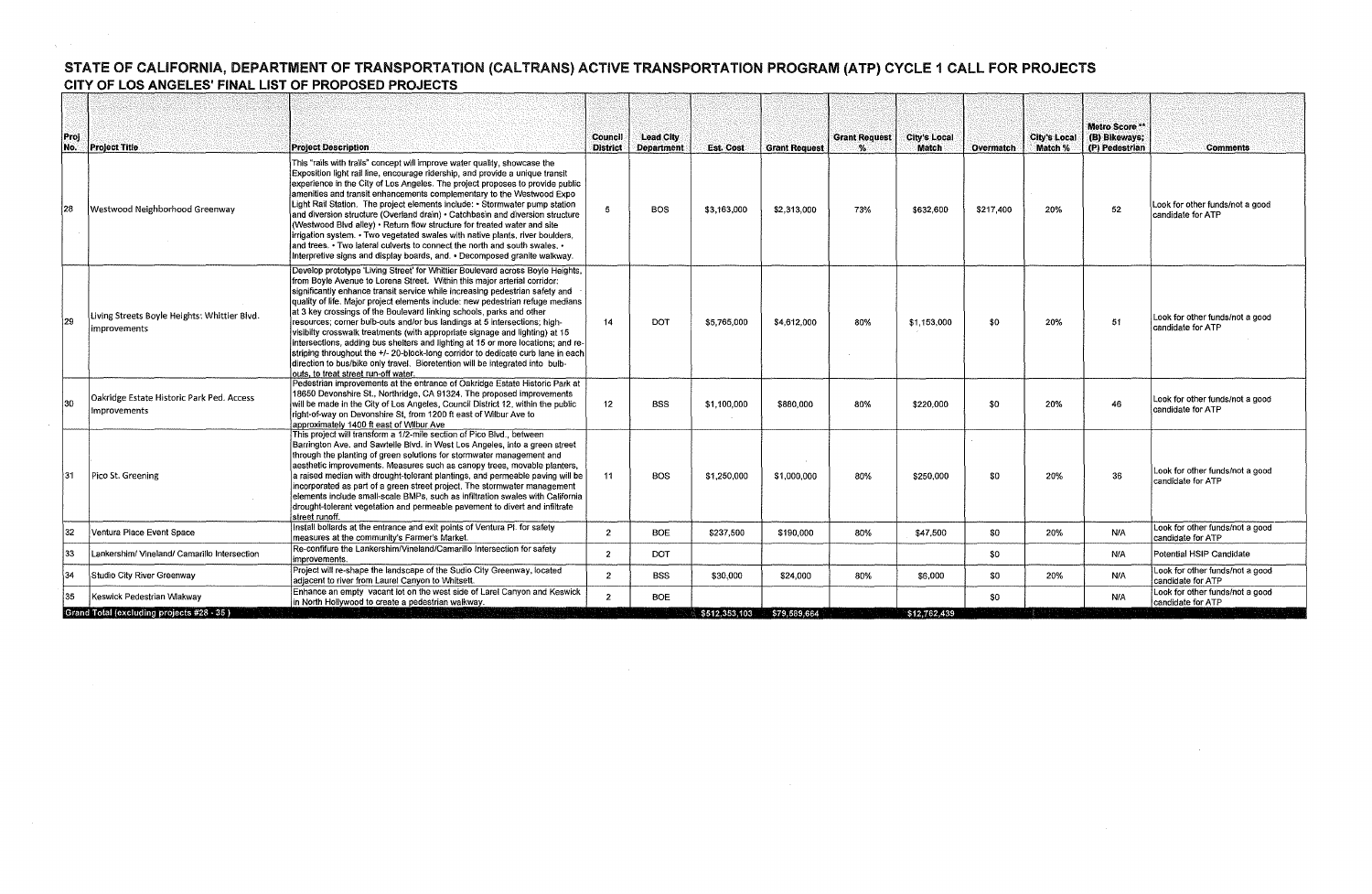## STATE OF CALIFORNIA, DEPARTMENT OF TRANSPORTATION (CALTRANS) ACTIVE TRANSPORTATION PROGRAM (ATP) CYCLE 1 CALL FOR PROJECTS

### CITY OF LOS ANGELES' FINAL LIST OF PROPOSED PROJECTS

| Proj No. | Project Title | Project Description | Council District | Lead City Department | Est. Cost | Grant Request | Grant Request % | City's Local Match | Overmatch | City's Local Match % | Metro Score ** (B) Bikeways; (P) Pedestrian | Comments |
|---|---|---|---|---|---|---|---|---|---|---|---|---|
| 28 | Westwood Neighborhood Greenway | This "rails with trails" concept will improve water quality, showcase the Exposition light rail line, encourage ridership, and provide a unique transit experience in the City of Los Angeles. The project proposes to provide public amenities and transit enhancements complementary to the Westwood Expo Light Rail Station. The project elements include: • Stormwater pump station and diversion structure (Overland drain) • Catchbasin and diversion structure (Westwood Blvd alley) • Return flow structure for treated water and site irrigation system. • Two vegetated swales with native plants, river boulders, and trees. • Two lateral culverts to connect the north and south swales. • Interpretive signs and display boards, and. • Decomposed granite walkway. | 5 | BOS | $3,163,000 | $2,313,000 | 73% | $632,600 | $217,400 | 20% | 52 | Look for other funds/not a good candidate for ATP |
| 29 | Living Streets Boyle Heights: Whittier Blvd. Improvements | Develop prototype 'Living Street' for Whittier Boulevard across Boyle Heights, from Boyle Avenue to Lorena Street. Within this major arterial corridor: significantly enhance transit service while increasing pedestrian safety and quality of life. Major project elements include: new pedestrian refuge medians at 3 key crossings of the Boulevard linking schools, parks and other resources; corner bulb-outs and/or bus landings at 5 intersections; high-visibility crosswalk treatments (with appropriate signage and lighting) at 15 intersections, adding bus shelters and lighting at 15 or more locations; and re-striping throughout the +/- 20-block-long corridor to dedicate curb lane in each direction to bus/bike only travel. Bioretention will be integrated into bulb-outs, to treat street run-off water. | 14 | DOT | $5,765,000 | $4,612,000 | 80% | $1,153,000 | $0 | 20% | 51 | Look for other funds/not a good candidate for ATP |
| 30 | Oakridge Estate Historic Park Ped. Access Improvements | Pedestrian improvements at the entrance of Oakridge Estate Historic Park at 18650 Devonshire St., Northridge, CA 91324. The proposed improvements will be made in the City of Los Angeles, Council District 12, within the public right-of-way on Devonshire St, from 1200 ft east of Wilbur Ave to approximately 1400 ft east of Wilbur Ave | 12 | BSS | $1,100,000 | $880,000 | 80% | $220,000 | $0 | 20% | 46 | Look for other funds/not a good candidate for ATP |
| 31 | Pico St. Greening | This project will transform a 1/2-mile section of Pico Blvd., between Barrington Ave. and Sawtelle Blvd. in West Los Angeles, into a green street through the planting of green solutions for stormwater management and aesthetic improvements. Measures such as canopy trees, movable planters, a raised median with drought-tolerant plantings, and permeable paving will be incorporated as part of a green street project. The stormwater management elements include small-scale BMPs, such as infiltration swales with California drought-tolerant vegetation and permeable pavement to divert and infiltrate street runoff. | 11 | BOS | $1,250,000 | $1,000,000 | 80% | $250,000 | $0 | 20% | 36 | Look for other funds/not a good candidate for ATP |
| 32 | Ventura Place Event Space | Install bollards at the entrance and exit points of Ventura Pl. for safety measures at the community's Farmer's Market. | 2 | BOE | $237,500 | $190,000 | 80% | $47,500 | $0 | 20% | N/A | Look for other funds/not a good candidate for ATP |
| 33 | Lankershim/ Vineland/ Camarillo Intersection | Re-confiure the Lankershim/Vineland/Camarillo Intersection for safety improvements. | 2 | DOT | | | | | $0 | | N/A | Potential HSIP Candidate |
| 34 | Studio City River Greenway | Project will re-shape the landscape of the Sudio City Greenway, located adjacent to river from Laurel Canyon to Whitsett. | 2 | BSS | $30,000 | $24,000 | 80% | $6,000 | $0 | 20% | N/A | Look for other funds/not a good candidate for ATP |
| 35 | Keswick Pedestrian Wlakway | Enhance an empty vacant lot on the west side of Larel Canyon and Keswick in North Hollywood to create a pedestrian walkway. | 2 | BOE | | | | | $0 | | N/A | Look for other funds/not a good candidate for ATP |
| Grand Total (excluding projects #28 - 35 ) | | | | | $512,353,103 | $79,589,664 | | $12,762,439 | | | | |